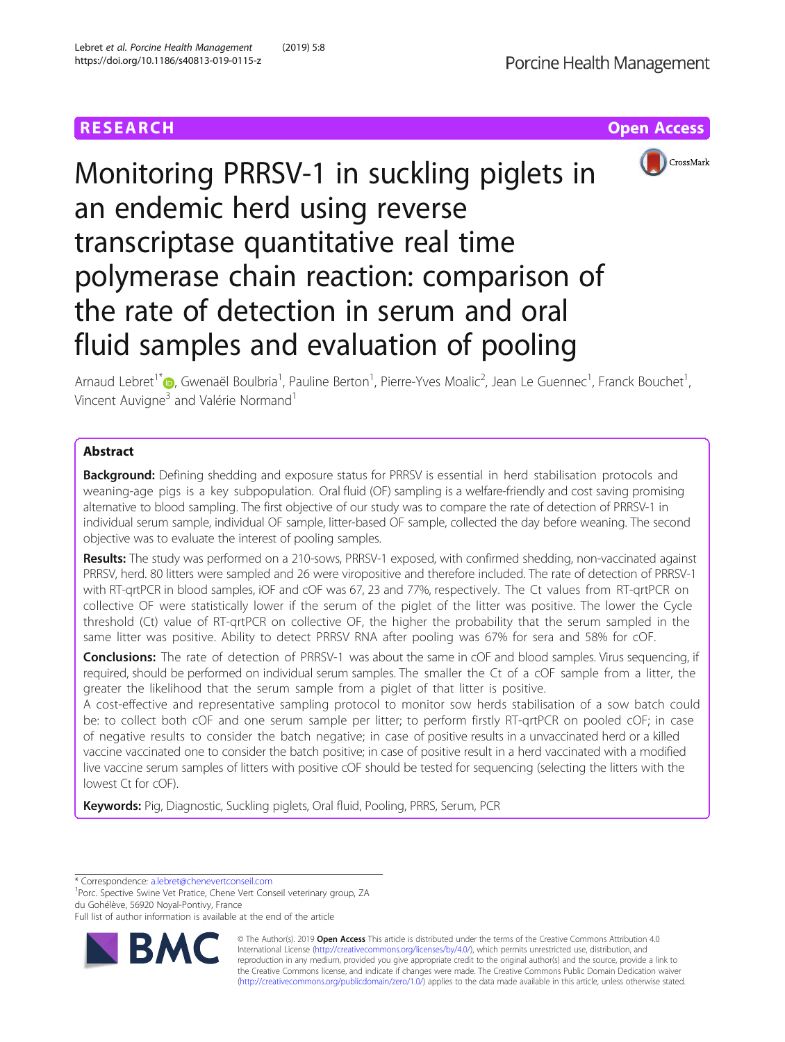RESEARCH

Open Access

# Monitoring PRRSV-1 in suckling piglets in an endemic herd using reverse transcriptase quantitative real time polymerase chain reaction: comparison of the rate of detection in serum and oral fluid samples and evaluation of pooling

Arnaud Lebret[1*], Gwenaël Boulbria[1], Pauline Berton[1], Pierre-Yves Moalic[2], Jean Le Guennec[1], Franck Bouchet[1], Vincent Auvigne[3] and Valérie Normand[1]

## Abstract

**Background:** Defining shedding and exposure status for PRRSV is essential in herd stabilisation protocols and weaning-age pigs is a key subpopulation. Oral fluid (OF) sampling is a welfare-friendly and cost saving promising alternative to blood sampling. The first objective of our study was to compare the rate of detection of PRRSV-1 in individual serum sample, individual OF sample, litter-based OF sample, collected the day before weaning. The second objective was to evaluate the interest of pooling samples.

**Results:** The study was performed on a 210-sows, PRRSV-1 exposed, with confirmed shedding, non-vaccinated against PRRSV, herd. 80 litters were sampled and 26 were viropositive and therefore included. The rate of detection of PRRSV-1 with RT-qrtPCR in blood samples, iOF and cOF was 67, 23 and 77%, respectively. The Ct values from RT-qrtPCR on collective OF were statistically lower if the serum of the piglet of the litter was positive. The lower the Cycle threshold (Ct) value of RT-qrtPCR on collective OF, the higher the probability that the serum sampled in the same litter was positive. Ability to detect PRRSV RNA after pooling was 67% for sera and 58% for cOF.

**Conclusions:** The rate of detection of PRRSV-1 was about the same in cOF and blood samples. Virus sequencing, if required, should be performed on individual serum samples. The smaller the Ct of a cOF sample from a litter, the greater the likelihood that the serum sample from a piglet of that litter is positive.

A cost-effective and representative sampling protocol to monitor sow herds stabilisation of a sow batch could be: to collect both cOF and one serum sample per litter; to perform firstly RT-qrtPCR on pooled cOF; in case of negative results to consider the batch negative; in case of positive results in a unvaccinated herd or a killed vaccine vaccinated one to consider the batch positive; in case of positive result in a herd vaccinated with a modified live vaccine serum samples of litters with positive cOF should be tested for sequencing (selecting the litters with the lowest Ct for cOF).

**Keywords:** Pig, Diagnostic, Suckling piglets, Oral fluid, Pooling, PRRS, Serum, PCR

\* Correspondence: a.lebret@chenevertconseil.com

[1]Porc. Spective Swine Vet Pratice, Chene Vert Conseil veterinary group, ZA du Gohélève, 56920 Noyal-Pontivy, France

Full list of author information is available at the end of the article

© The Author(s). 2019 **Open Access** This article is distributed under the terms of the Creative Commons Attribution 4.0 International License (http://creativecommons.org/licenses/by/4.0/), which permits unrestricted use, distribution, and reproduction in any medium, provided you give appropriate credit to the original author(s) and the source, provide a link to the Creative Commons license, and indicate if changes were made. The Creative Commons Public Domain Dedication waiver (http://creativecommons.org/publicdomain/zero/1.0/) applies to the data made available in this article, unless otherwise stated.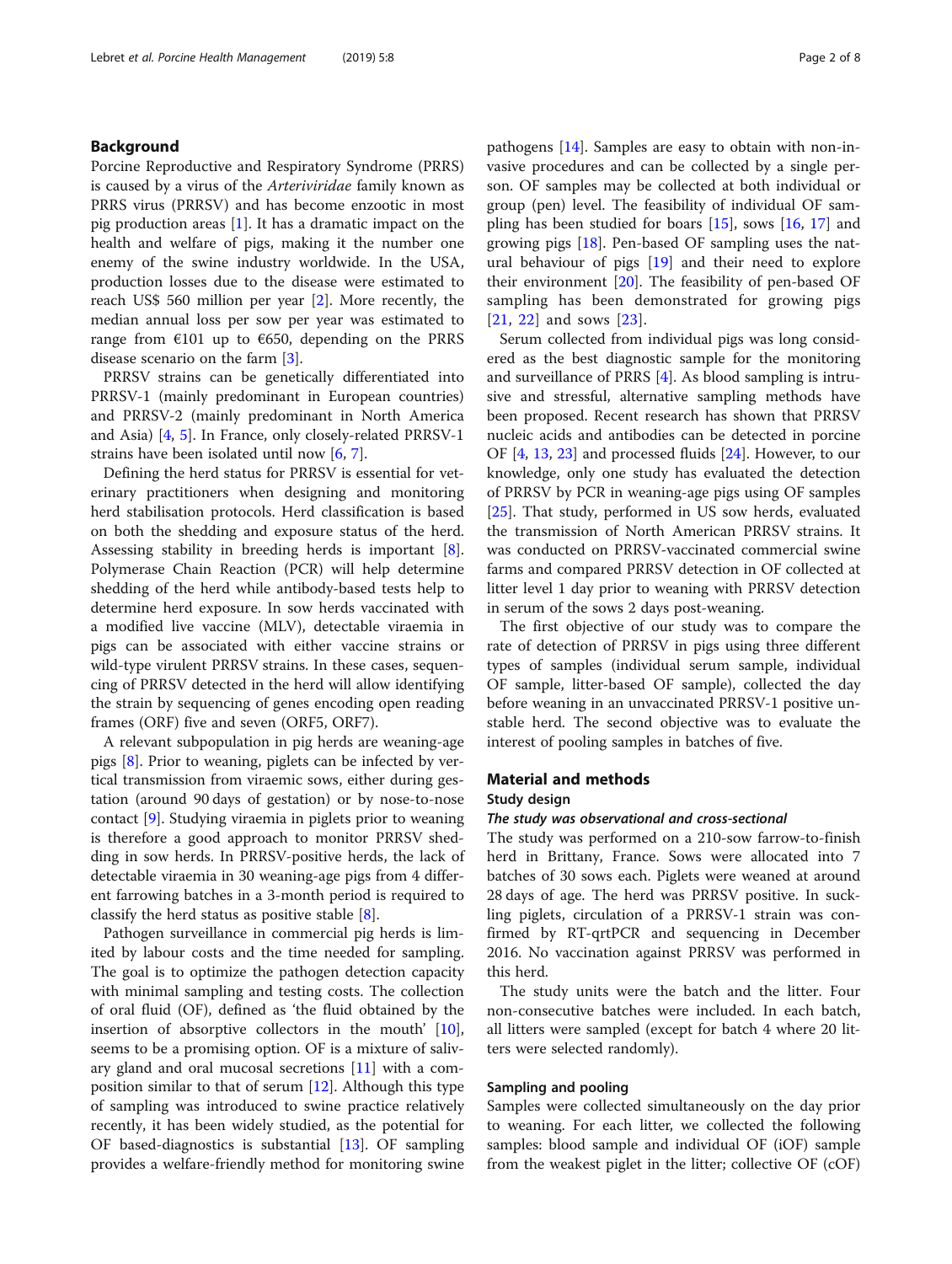## Background

Porcine Reproductive and Respiratory Syndrome (PRRS) is caused by a virus of the *Arteriviridae* family known as PRRS virus (PRRSV) and has become enzootic in most pig production areas [1]. It has a dramatic impact on the health and welfare of pigs, making it the number one enemy of the swine industry worldwide. In the USA, production losses due to the disease were estimated to reach US$ 560 million per year [2]. More recently, the median annual loss per sow per year was estimated to range from €101 up to €650, depending on the PRRS disease scenario on the farm [3].

PRRSV strains can be genetically differentiated into PRRSV-1 (mainly predominant in European countries) and PRRSV-2 (mainly predominant in North America and Asia) [4, 5]. In France, only closely-related PRRSV-1 strains have been isolated until now [6, 7].

Defining the herd status for PRRSV is essential for veterinary practitioners when designing and monitoring herd stabilisation protocols. Herd classification is based on both the shedding and exposure status of the herd. Assessing stability in breeding herds is important [8]. Polymerase Chain Reaction (PCR) will help determine shedding of the herd while antibody-based tests help to determine herd exposure. In sow herds vaccinated with a modified live vaccine (MLV), detectable viraemia in pigs can be associated with either vaccine strains or wild-type virulent PRRSV strains. In these cases, sequencing of PRRSV detected in the herd will allow identifying the strain by sequencing of genes encoding open reading frames (ORF) five and seven (ORF5, ORF7).

A relevant subpopulation in pig herds are weaning-age pigs [8]. Prior to weaning, piglets can be infected by vertical transmission from viraemic sows, either during gestation (around 90 days of gestation) or by nose-to-nose contact [9]. Studying viraemia in piglets prior to weaning is therefore a good approach to monitor PRRSV shedding in sow herds. In PRRSV-positive herds, the lack of detectable viraemia in 30 weaning-age pigs from 4 different farrowing batches in a 3-month period is required to classify the herd status as positive stable [8].

Pathogen surveillance in commercial pig herds is limited by labour costs and the time needed for sampling. The goal is to optimize the pathogen detection capacity with minimal sampling and testing costs. The collection of oral fluid (OF), defined as 'the fluid obtained by the insertion of absorptive collectors in the mouth' [10], seems to be a promising option. OF is a mixture of salivary gland and oral mucosal secretions [11] with a composition similar to that of serum [12]. Although this type of sampling was introduced to swine practice relatively recently, it has been widely studied, as the potential for OF based-diagnostics is substantial [13]. OF sampling provides a welfare-friendly method for monitoring swine pathogens [14]. Samples are easy to obtain with non-invasive procedures and can be collected by a single person. OF samples may be collected at both individual or group (pen) level. The feasibility of individual OF sampling has been studied for boars [15], sows [16, 17] and growing pigs [18]. Pen-based OF sampling uses the natural behaviour of pigs [19] and their need to explore their environment [20]. The feasibility of pen-based OF sampling has been demonstrated for growing pigs [21, 22] and sows [23].

Serum collected from individual pigs was long considered as the best diagnostic sample for the monitoring and surveillance of PRRS [4]. As blood sampling is intrusive and stressful, alternative sampling methods have been proposed. Recent research has shown that PRRSV nucleic acids and antibodies can be detected in porcine OF [4, 13, 23] and processed fluids [24]. However, to our knowledge, only one study has evaluated the detection of PRRSV by PCR in weaning-age pigs using OF samples [25]. That study, performed in US sow herds, evaluated the transmission of North American PRRSV strains. It was conducted on PRRSV-vaccinated commercial swine farms and compared PRRSV detection in OF collected at litter level 1 day prior to weaning with PRRSV detection in serum of the sows 2 days post-weaning.

The first objective of our study was to compare the rate of detection of PRRSV in pigs using three different types of samples (individual serum sample, individual OF sample, litter-based OF sample), collected the day before weaning in an unvaccinated PRRSV-1 positive unstable herd. The second objective was to evaluate the interest of pooling samples in batches of five.

## Material and methods

### Study design

#### *The study was observational and cross-sectional*

The study was performed on a 210-sow farrow-to-finish herd in Brittany, France. Sows were allocated into 7 batches of 30 sows each. Piglets were weaned at around 28 days of age. The herd was PRRSV positive. In suckling piglets, circulation of a PRRSV-1 strain was confirmed by RT-qrtPCR and sequencing in December 2016. No vaccination against PRRSV was performed in this herd.

The study units were the batch and the litter. Four non-consecutive batches were included. In each batch, all litters were sampled (except for batch 4 where 20 litters were selected randomly).

### Sampling and pooling

Samples were collected simultaneously on the day prior to weaning. For each litter, we collected the following samples: blood sample and individual OF (iOF) sample from the weakest piglet in the litter; collective OF (cOF)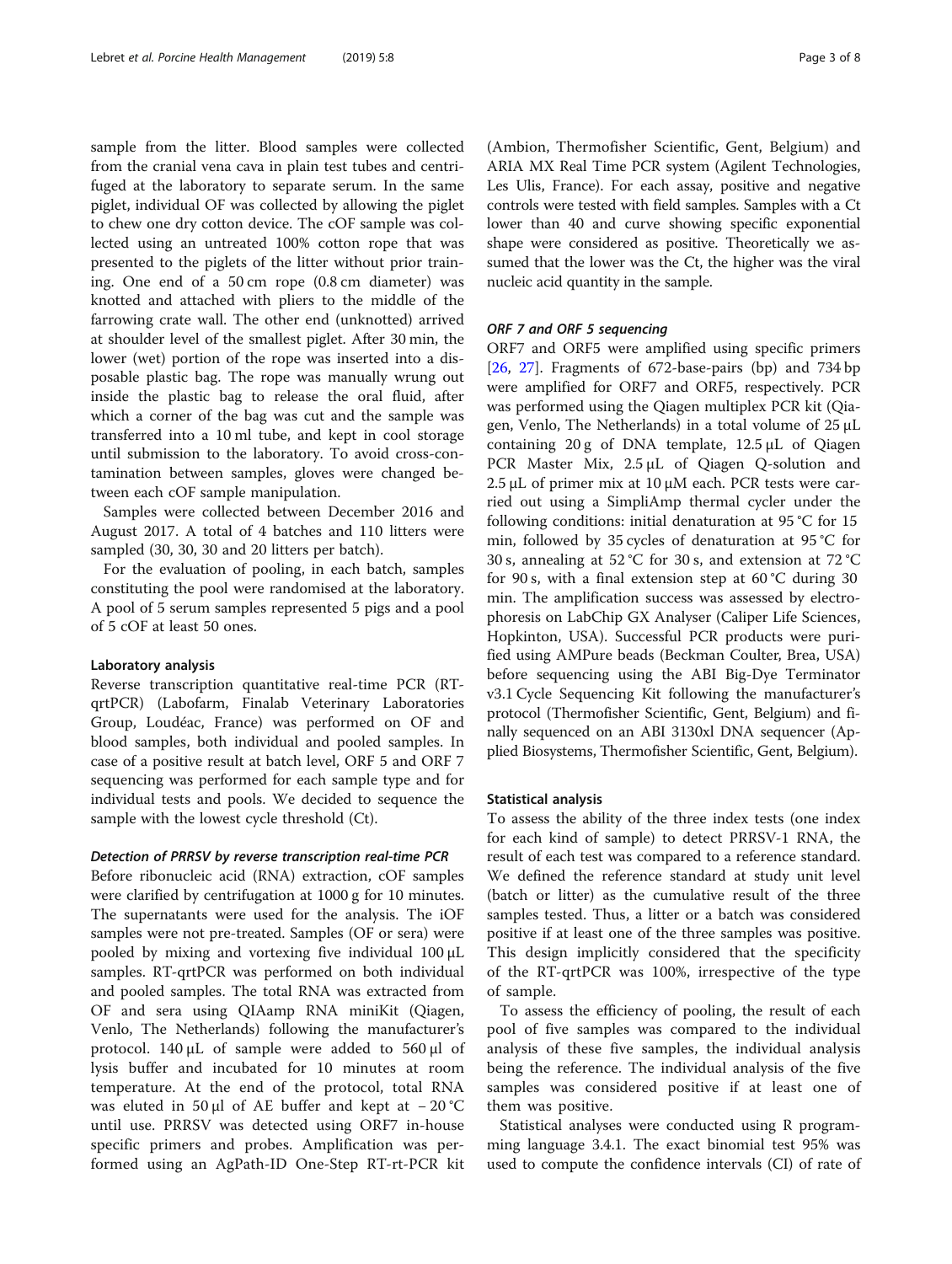sample from the litter. Blood samples were collected from the cranial vena cava in plain test tubes and centrifuged at the laboratory to separate serum. In the same piglet, individual OF was collected by allowing the piglet to chew one dry cotton device. The cOF sample was collected using an untreated 100% cotton rope that was presented to the piglets of the litter without prior training. One end of a 50 cm rope (0.8 cm diameter) was knotted and attached with pliers to the middle of the farrowing crate wall. The other end (unknotted) arrived at shoulder level of the smallest piglet. After 30 min, the lower (wet) portion of the rope was inserted into a disposable plastic bag. The rope was manually wrung out inside the plastic bag to release the oral fluid, after which a corner of the bag was cut and the sample was transferred into a 10 ml tube, and kept in cool storage until submission to the laboratory. To avoid cross-contamination between samples, gloves were changed between each cOF sample manipulation.

Samples were collected between December 2016 and August 2017. A total of 4 batches and 110 litters were sampled (30, 30, 30 and 20 litters per batch).

For the evaluation of pooling, in each batch, samples constituting the pool were randomised at the laboratory. A pool of 5 serum samples represented 5 pigs and a pool of 5 cOF at least 50 ones.

#### Laboratory analysis

Reverse transcription quantitative real-time PCR (RT-qrtPCR) (Labofarm, Finalab Veterinary Laboratories Group, Loudéac, France) was performed on OF and blood samples, both individual and pooled samples. In case of a positive result at batch level, ORF 5 and ORF 7 sequencing was performed for each sample type and for individual tests and pools. We decided to sequence the sample with the lowest cycle threshold (Ct).

##### *Detection of PRRSV by reverse transcription real-time PCR*

Before ribonucleic acid (RNA) extraction, cOF samples were clarified by centrifugation at 1000 g for 10 minutes. The supernatants were used for the analysis. The iOF samples were not pre-treated. Samples (OF or sera) were pooled by mixing and vortexing five individual 100 μL samples. RT-qrtPCR was performed on both individual and pooled samples. The total RNA was extracted from OF and sera using QIAmp RNA miniKit (Qiagen, Venlo, The Netherlands) following the manufacturer's protocol. 140 μL of sample were added to 560 μl of lysis buffer and incubated for 10 minutes at room temperature. At the end of the protocol, total RNA was eluted in 50 μl of AE buffer and kept at − 20 °C until use. PRRSV was detected using ORF7 in-house specific primers and probes. Amplification was performed using an AgPath-ID One-Step RT-rt-PCR kit (Ambion, Thermofisher Scientific, Gent, Belgium) and ARIA MX Real Time PCR system (Agilent Technologies, Les Ulis, France). For each assay, positive and negative controls were tested with field samples. Samples with a Ct lower than 40 and curve showing specific exponential shape were considered as positive. Theoretically we assumed that the lower was the Ct, the higher was the viral nucleic acid quantity in the sample.

##### *ORF 7 and ORF 5 sequencing*

ORF7 and ORF5 were amplified using specific primers [26, 27]. Fragments of 672-base-pairs (bp) and 734 bp were amplified for ORF7 and ORF5, respectively. PCR was performed using the Qiagen multiplex PCR kit (Qiagen, Venlo, The Netherlands) in a total volume of 25 μL containing 20 g of DNA template, 12.5 μL of Qiagen PCR Master Mix, 2.5 μL of Qiagen Q-solution and 2.5 μL of primer mix at 10 μM each. PCR tests were carried out using a SimpliAmp thermal cycler under the following conditions: initial denaturation at 95 °C for 15 min, followed by 35 cycles of denaturation at 95 °C for 30 s, annealing at 52 °C for 30 s, and extension at 72 °C for 90 s, with a final extension step at 60 °C during 30 min. The amplification success was assessed by electrophoresis on LabChip GX Analyser (Caliper Life Sciences, Hopkinton, USA). Successful PCR products were purified using AMPure beads (Beckman Coulter, Brea, USA) before sequencing using the ABI Big-Dye Terminator v3.1 Cycle Sequencing Kit following the manufacturer's protocol (Thermofisher Scientific, Gent, Belgium) and finally sequenced on an ABI 3130xl DNA sequencer (Applied Biosystems, Thermofisher Scientific, Gent, Belgium).

#### Statistical analysis

To assess the ability of the three index tests (one index for each kind of sample) to detect PRRSV-1 RNA, the result of each test was compared to a reference standard. We defined the reference standard at study unit level (batch or litter) as the cumulative result of the three samples tested. Thus, a litter or a batch was considered positive if at least one of the three samples was positive. This design implicitly considered that the specificity of the RT-qrtPCR was 100%, irrespective of the type of sample.

To assess the efficiency of pooling, the result of each pool of five samples was compared to the individual analysis of these five samples, the individual analysis being the reference. The individual analysis of the five samples was considered positive if at least one of them was positive.

Statistical analyses were conducted using R programming language 3.4.1. The exact binomial test 95% was used to compute the confidence intervals (CI) of rate of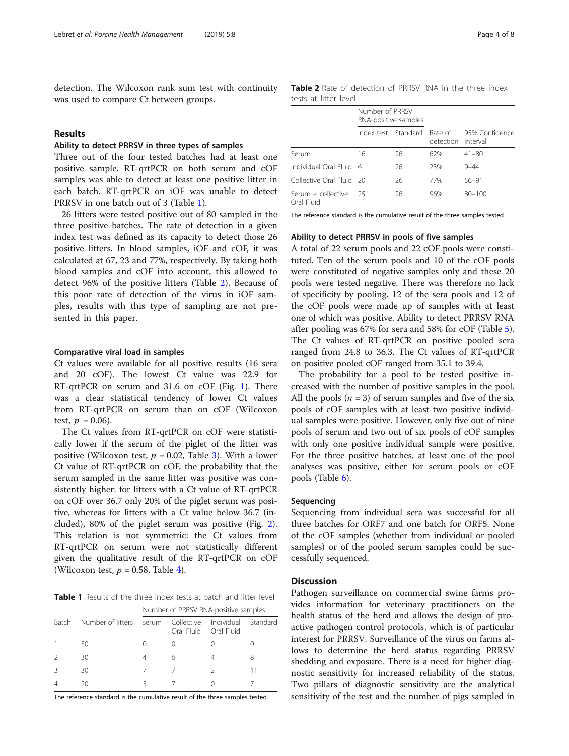detection. The Wilcoxon rank sum test with continuity was used to compare Ct between groups.

## Results

### Ability to detect PRRSV in three types of samples

Three out of the four tested batches had at least one positive sample. RT-qrtPCR on both serum and cOF samples was able to detect at least one positive litter in each batch. RT-qrtPCR on iOF was unable to detect PRRSV in one batch out of 3 (Table 1).

26 litters were tested positive out of 80 sampled in the three positive batches. The rate of detection in a given index test was defined as its capacity to detect those 26 positive litters. In blood samples, iOF and cOF, it was calculated at 67, 23 and 77%, respectively. By taking both blood samples and cOF into account, this allowed to detect 96% of the positive litters (Table 2). Because of this poor rate of detection of the virus in iOF samples, results with this type of sampling are not presented in this paper.

### Comparative viral load in samples

Ct values were available for all positive results (16 sera and 20 cOF). The lowest Ct value was 22.9 for RT-qrtPCR on serum and 31.6 on cOF (Fig. 1). There was a clear statistical tendency of lower Ct values from RT-qrtPCR on serum than on cOF (Wilcoxon test, $p = 0.06$).

The Ct values from RT-qrtPCR on cOF were statistically lower if the serum of the piglet of the litter was positive (Wilcoxon test, $p = 0.02$, Table 3). With a lower Ct value of RT-qrtPCR on cOF, the probability that the serum sampled in the same litter was positive was consistently higher: for litters with a Ct value of RT-qrtPCR on cOF over 36.7 only 20% of the piglet serum was positive, whereas for litters with a Ct value below 36.7 (included), 80% of the piglet serum was positive (Fig. 2). This relation is not symmetric: the Ct values from RT-qrtPCR on serum were not statistically different given the qualitative result of the RT-qrtPCR on cOF (Wilcoxon test, $p = 0.58$, Table 4).

**Table 1** Results of the three index tests at batch and litter level

| Batch | Number of litters | Number of PRRSV RNA-positive samples | | | |
|---|---|---|---|---|---|
| | | serum | Collective Oral Fluid | Individual Oral Fluid | Standard |
| 1 | 30 | 0 | 0 | 0 | 0 |
| 2 | 30 | 4 | 6 | 4 | 8 |
| 3 | 30 | 7 | 7 | 2 | 11 |
| 4 | 20 | 5 | 7 | 0 | 7 |

The reference standard is the cumulative result of the three samples tested

**Table 2** Rate of detection of PRRSV RNA in the three index tests at litter level

| | Number of PRRSV RNA-positive samples | | | |
|---|---|---|---|---|
| | Index test | Standard | Rate of detection | 95% Confidence Interval |
| Serum | 16 | 26 | 62% | 41–80 |
| Individual Oral Fluid | 6 | 26 | 23% | 9–44 |
| Collective Oral Fluid | 20 | 26 | 77% | 56–91 |
| Serum + collective Oral Fluid | 25 | 26 | 96% | 80–100 |

The reference standard is the cumulative result of the three samples tested

### Ability to detect PRRSV in pools of five samples

A total of 22 serum pools and 22 cOF pools were constituted. Ten of the serum pools and 10 of the cOF pools were constituted of negative samples only and these 20 pools were tested negative. There was therefore no lack of specificity by pooling. 12 of the sera pools and 12 of the cOF pools were made up of samples with at least one of which was positive. Ability to detect PRRSV RNA after pooling was 67% for sera and 58% for cOF (Table 5). The Ct values of RT-qrtPCR on positive pooled sera ranged from 24.8 to 36.3. The Ct values of RT-qrtPCR on positive pooled cOF ranged from 35.1 to 39.4.

The probability for a pool to be tested positive increased with the number of positive samples in the pool. All the pools ($n = 3$) of serum samples and five of the six pools of cOF samples with at least two positive individual samples were positive. However, only five out of nine pools of serum and two out of six pools of cOF samples with only one positive individual sample were positive. For the three positive batches, at least one of the pool analyses was positive, either for serum pools or cOF pools (Table 6).

### Sequencing

Sequencing from individual sera was successful for all three batches for ORF7 and one batch for ORF5. None of the cOF samples (whether from individual or pooled samples) or of the pooled serum samples could be successfully sequenced.

## Discussion

Pathogen surveillance on commercial swine farms provides information for veterinary practitioners on the health status of the herd and allows the design of proactive pathogen control protocols, which is of particular interest for PRRSV. Surveillance of the virus on farms allows to determine the herd status regarding PRRSV shedding and exposure. There is a need for higher diagnostic sensitivity for increased reliability of the status. Two pillars of diagnostic sensitivity are the analytical sensitivity of the test and the number of pigs sampled in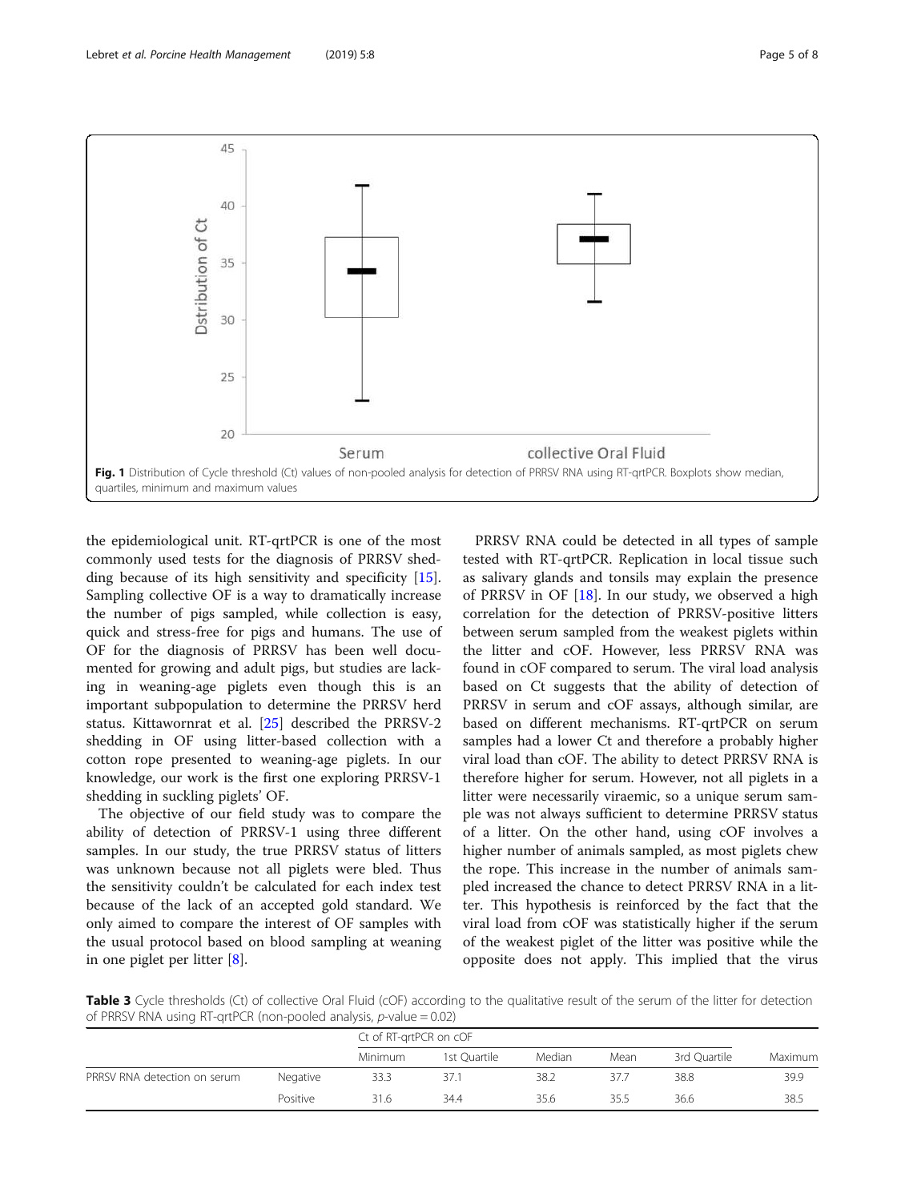Fig. 1 Distribution of Cycle threshold (Ct) values of non-pooled analysis for detection of PRRSV RNA using RT-qrtPCR. Boxplots show median, quartiles, minimum and maximum values

the epidemiological unit. RT-qrtPCR is one of the most commonly used tests for the diagnosis of PRRSV shedding because of its high sensitivity and specificity [15]. Sampling collective OF is a way to dramatically increase the number of pigs sampled, while collection is easy, quick and stress-free for pigs and humans. The use of OF for the diagnosis of PRRSV has been well documented for growing and adult pigs, but studies are lacking in weaning-age piglets even though this is an important subpopulation to determine the PRRSV herd status. Kittawornrat et al. [25] described the PRRSV-2 shedding in OF using litter-based collection with a cotton rope presented to weaning-age piglets. In our knowledge, our work is the first one exploring PRRSV-1 shedding in suckling piglets' OF.

The objective of our field study was to compare the ability of detection of PRRSV-1 using three different samples. In our study, the true PRRSV status of litters was unknown because not all piglets were bled. Thus the sensitivity couldn't be calculated for each index test because of the lack of an accepted gold standard. We only aimed to compare the interest of OF samples with the usual protocol based on blood sampling at weaning in one piglet per litter [8].

PRRSV RNA could be detected in all types of sample tested with RT-qrtPCR. Replication in local tissue such as salivary glands and tonsils may explain the presence of PRRSV in OF [18]. In our study, we observed a high correlation for the detection of PRRSV-positive litters between serum sampled from the weakest piglets within the litter and cOF. However, less PRRSV RNA was found in cOF compared to serum. The viral load analysis based on Ct suggests that the ability of detection of PRRSV in serum and cOF assays, although similar, are based on different mechanisms. RT-qrtPCR on serum samples had a lower Ct and therefore a probably higher viral load than cOF. The ability to detect PRRSV RNA is therefore higher for serum. However, not all piglets in a litter were necessarily viraemic, so a unique serum sample was not always sufficient to determine PRRSV status of a litter. On the other hand, using cOF involves a higher number of animals sampled, as most piglets chew the rope. This increase in the number of animals sampled increased the chance to detect PRRSV RNA in a litter. This hypothesis is reinforced by the fact that the viral load from cOF was statistically higher if the serum of the weakest piglet of the litter was positive while the opposite does not apply. This implied that the virus

**Table 3** Cycle thresholds (Ct) of collective Oral Fluid (cOF) according to the qualitative result of the serum of the litter for detection of PRRSV RNA using RT-qrtPCR (non-pooled analysis, $p$-value = 0.02)

| | | Ct of RT-qrtPCR on cOF | | | | | |
|---|---|---|---|---|---|---|---|
| | | Minimum | 1st Quartile | Median | Mean | 3rd Quartile | Maximum |
| PRRSV RNA detection on serum | Negative | 33.3 | 37.1 | 38.2 | 37.7 | 38.8 | 39.9 |
| | Positive | 31.6 | 34.4 | 35.6 | 35.5 | 36.6 | 38.5 |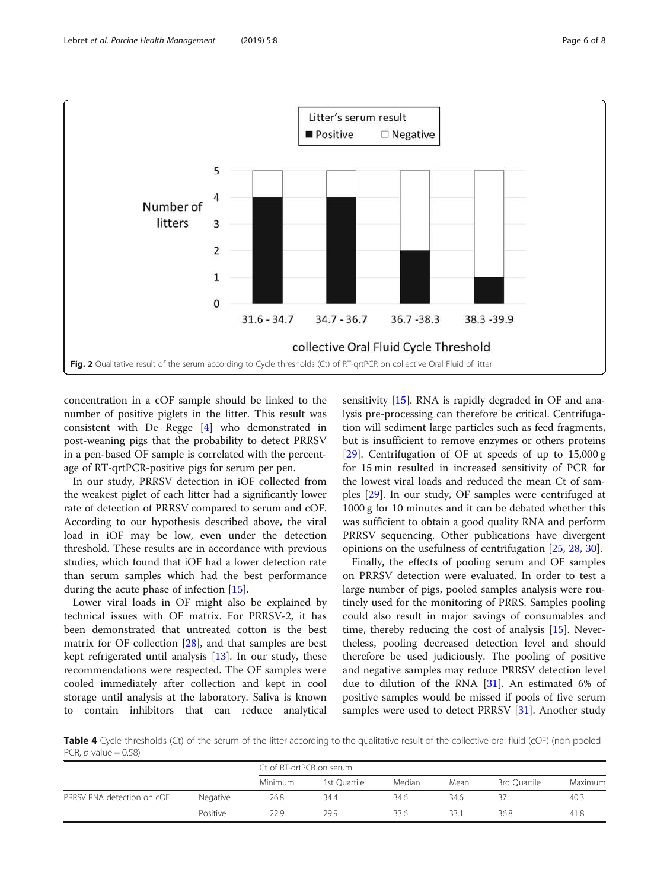**Fig. 2** Qualitative result of the serum according to Cycle thresholds (Ct) of RT-qrtPCR on collective Oral Fluid of litter

concentration in a cOF sample should be linked to the number of positive piglets in the litter. This result was consistent with De Regge [4] who demonstrated in post-weaning pigs that the probability to detect PRRSV in a pen-based OF sample is correlated with the percentage of RT-qrtPCR-positive pigs for serum per pen.

In our study, PRRSV detection in iOF collected from the weakest piglet of each litter had a significantly lower rate of detection of PRRSV compared to serum and cOF. According to our hypothesis described above, the viral load in iOF may be low, even under the detection threshold. These results are in accordance with previous studies, which found that iOF had a lower detection rate than serum samples which had the best performance during the acute phase of infection [15].

Lower viral loads in OF might also be explained by technical issues with OF matrix. For PRRSV-2, it has been demonstrated that untreated cotton is the best matrix for OF collection [28], and that samples are best kept refrigerated until analysis [13]. In our study, these recommendations were respected. The OF samples were cooled immediately after collection and kept in cool storage until analysis at the laboratory. Saliva is known to contain inhibitors that can reduce analytical sensitivity [15]. RNA is rapidly degraded in OF and analysis pre-processing can therefore be critical. Centrifugation will sediment large particles such as feed fragments, but is insufficient to remove enzymes or others proteins [29]. Centrifugation of OF at speeds of up to 15,000 g for 15 min resulted in increased sensitivity of PCR for the lowest viral loads and reduced the mean Ct of samples [29]. In our study, OF samples were centrifuged at 1000 g for 10 minutes and it can be debated whether this was sufficient to obtain a good quality RNA and perform PRRSV sequencing. Other publications have divergent opinions on the usefulness of centrifugation [25, 28, 30].

Finally, the effects of pooling serum and OF samples on PRRSV detection were evaluated. In order to test a large number of pigs, pooled samples analysis were routinely used for the monitoring of PRRS. Samples pooling could also result in major savings of consumables and time, thereby reducing the cost of analysis [15]. Nevertheless, pooling decreased detection level and should therefore be used judiciously. The pooling of positive and negative samples may reduce PRRSV detection level due to dilution of the RNA [31]. An estimated 6% of positive samples would be missed if pools of five serum samples were used to detect PRRSV [31]. Another study

**Table 4** Cycle thresholds (Ct) of the serum of the litter according to the qualitative result of the collective oral fluid (cOF) (non-pooled PCR, $p$-value = 0.58)

| | | Ct of RT-qrtPCR on serum | | | | | |
|---|---|---|---|---|---|---|---|
| | | Minimum | 1st Quartile | Median | Mean | 3rd Quartile | Maximum |
| PRRSV RNA detection on cOF | Negative | 26.8 | 34.4 | 34.6 | 34.6 | 37 | 40.3 |
| | Positive | 22.9 | 29.9 | 33.6 | 33.1 | 36.8 | 41.8 |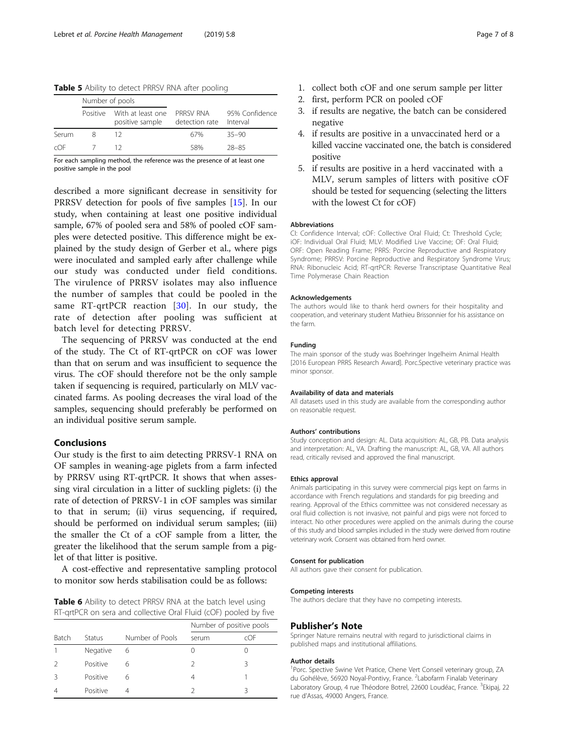**Table 5** Ability to detect PRRSV RNA after pooling

| | Number of pools | | | |
|---|---|---|---|---|
| | Positive | With at least one positive sample | PRRSV RNA detection rate | 95% Confidence Interval |
| Serum | 8 | 12 | 67% | 35–90 |
| cOF | 7 | 12 | 58% | 28–85 |

For each sampling method, the reference was the presence of at least one positive sample in the pool

described a more significant decrease in sensitivity for PRRSV detection for pools of five samples [15]. In our study, when containing at least one positive individual sample, 67% of pooled sera and 58% of pooled cOF samples were detected positive. This difference might be explained by the study design of Gerber et al., where pigs were inoculated and sampled early after challenge while our study was conducted under field conditions. The virulence of PRRSV isolates may also influence the number of samples that could be pooled in the same RT-qrtPCR reaction [30]. In our study, the rate of detection after pooling was sufficient at batch level for detecting PRRSV.

The sequencing of PRRSV was conducted at the end of the study. The Ct of RT-qrtPCR on cOF was lower than that on serum and was insufficient to sequence the virus. The cOF should therefore not be the only sample taken if sequencing is required, particularly on MLV vaccinated farms. As pooling decreases the viral load of the samples, sequencing should preferably be performed on an individual positive serum sample.

## Conclusions

Our study is the first to aim detecting PRRSV-1 RNA on OF samples in weaning-age piglets from a farm infected by PRRSV using RT-qrtPCR. It shows that when assessing viral circulation in a litter of suckling piglets: (i) the rate of detection of PRRSV-1 in cOF samples was similar to that in serum; (ii) virus sequencing, if required, should be performed on individual serum samples; (iii) the smaller the Ct of a cOF sample from a litter, the greater the likelihood that the serum sample from a piglet of that litter is positive.

A cost-effective and representative sampling protocol to monitor sow herds stabilisation could be as follows:

**Table 6** Ability to detect PRRSV RNA at the batch level using RT-qrtPCR on sera and collective Oral Fluid (cOF) pooled by five

| | | | Number of positive pools | |
|---|---|---|---|---|
| Batch | Status | Number of Pools | serum | cOF |
| 1 | Negative | 6 | 0 | 0 |
| 2 | Positive | 6 | 2 | 3 |
| 3 | Positive | 6 | 4 | 1 |
| 4 | Positive | 4 | 2 | 3 |

1. collect both cOF and one serum sample per litter
2. first, perform PCR on pooled cOF
3. if results are negative, the batch can be considered negative
4. if results are positive in a unvaccinated herd or a killed vaccine vaccinated one, the batch is considered positive
5. if results are positive in a herd vaccinated with a MLV, serum samples of litters with positive cOF should be tested for sequencing (selecting the litters with the lowest Ct for cOF)

#### Abbreviations

CI: Confidence Interval; cOF: Collective Oral Fluid; Ct: Threshold Cycle; iOF: Individual Oral Fluid; MLV: Modified Live Vaccine; OF: Oral Fluid; ORF: Open Reading Frame; PRRS: Porcine Reproductive and Respiratory Syndrome; PRRSV: Porcine Reproductive and Respiratory Syndrome Virus; RNA: Ribonucleic Acid; RT-qrtPCR: Reverse Transcriptase Quantitative Real Time Polymerase Chain Reaction

#### Acknowledgements

The authors would like to thank herd owners for their hospitality and cooperation, and veterinary student Mathieu Brissonnier for his assistance on the farm.

#### Funding

The main sponsor of the study was Boehringer Ingelheim Animal Health [2016 European PRRS Research Award]. Porc.Spective veterinary practice was minor sponsor.

#### Availability of data and materials

All datasets used in this study are available from the corresponding author on reasonable request.

#### Authors' contributions

Study conception and design: AL. Data acquisition: AL, GB, PB. Data analysis and interpretation: AL, VA. Drafting the manuscript: AL, GB, VA. All authors read, critically revised and approved the final manuscript.

#### Ethics approval

Animals participating in this survey were commercial pigs kept on farms in accordance with French regulations and standards for pig breeding and rearing. Approval of the Ethics committee was not considered necessary as oral fluid collection is not invasive, not painful and pigs were not forced to interact. No other procedures were applied on the animals during the course of this study and blood samples included in the study were derived from routine veterinary work. Consent was obtained from herd owner.

#### Consent for publication

All authors gave their consent for publication.

#### Competing interests

The authors declare that they have no competing interests.

## Publisher's Note

Springer Nature remains neutral with regard to jurisdictional claims in published maps and institutional affiliations.

#### Author details

[1]Porc. Spective Swine Vet Pratice, Chene Vert Conseil veterinary group, ZA du Gohélève, 56920 Noyal-Pontivy, France. [2]Labofarm Finalab Veterinary Laboratory Group, 4 rue Théodore Botrel, 22600 Loudéac, France. [3]Ekipaj, 22 rue d'Assas, 49000 Angers, France.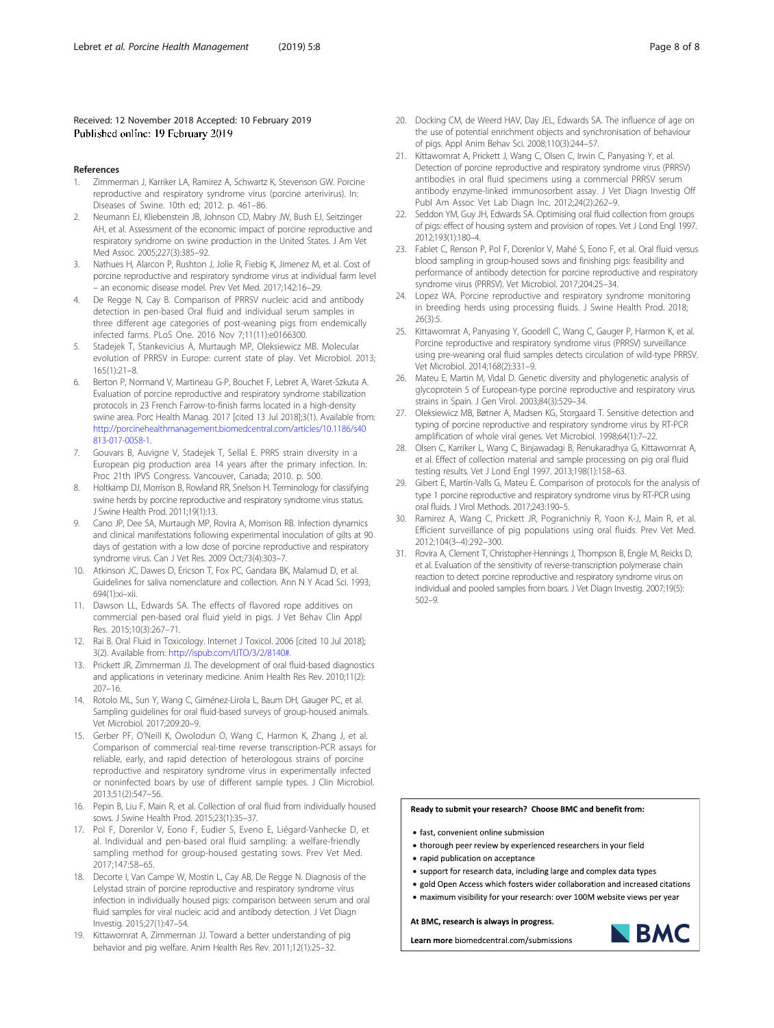Received: 12 November 2018 Accepted: 10 February 2019
Published online: 19 February 2019

## References

1. Zimmerman J, Karriker LA, Ramirez A, Schwartz K, Stevenson GW. Porcine reproductive and respiratory syndrome virus (porcine arterivirus). In: Diseases of Swine. 10th ed; 2012. p. 461–86.
2. Neumann EJ, Kliebenstein JB, Johnson CD, Mabry JW, Bush EJ, Seitzinger AH, et al. Assessment of the economic impact of porcine reproductive and respiratory syndrome on swine production in the United States. J Am Vet Med Assoc. 2005;227(3):385–92.
3. Nathues H, Alarcon P, Rushton J, Jolie R, Fiebig K, Jimenez M, et al. Cost of porcine reproductive and respiratory syndrome virus at individual farm level – an economic disease model. Prev Vet Med. 2017;142:16–29.
4. De Regge N, Cay B. Comparison of PRRSV nucleic acid and antibody detection in pen-based Oral fluid and individual serum samples in three different age categories of post-weaning pigs from endemically infected farms. PLoS One. 2016 Nov 7;11(11):e0166300.
5. Stadejek T, Stankevicius A, Murtaugh MP, Oleksiewicz MB. Molecular evolution of PRRSV in Europe: current state of play. Vet Microbiol. 2013; 165(1):21–8.
6. Berton P, Normand V, Martineau G-P, Bouchet F, Lebret A, Waret-Szkuta A. Evaluation of porcine reproductive and respiratory syndrome stabilization protocols in 23 French Farrow-to-finish farms located in a high-density swine area. Porc Health Manag. 2017 [cited 13 Jul 2018];3(1). Available from: http://porcinehealthmanagement.biomedcentral.com/articles/10.1186/s40813-017-0058-1.
7. Gouvars B, Auvigne V, Stadejek T, Sellal E. PRRS strain diversity in a European pig production area 14 years after the primary infection. In: Proc 21th IPVS Congress. Vancouver, Canada; 2010. p. 500.
8. Holtkamp DJ, Morrison B, Rowland RR, Snelson H. Terminology for classifying swine herds by porcine reproductive and respiratory syndrome virus status. J Swine Health Prod. 2011;19(1):13.
9. Cano JP, Dee SA, Murtaugh MP, Rovira A, Morrison RB. Infection dynamics and clinical manifestations following experimental inoculation of gilts at 90 days of gestation with a low dose of porcine reproductive and respiratory syndrome virus. Can J Vet Res. 2009 Oct;73(4):303–7.
10. Atkinson JC, Dawes D, Ericson T, Fox PC, Gandara BK, Malamud D, et al. Guidelines for saliva nomenclature and collection. Ann N Y Acad Sci. 1993; 694(1):xi–xii.
11. Dawson LL, Edwards SA. The effects of flavored rope additives on commercial pen-based oral fluid yield in pigs. J Vet Behav Clin Appl Res. 2015;10(3):267–71.
12. Rai B. Oral Fluid in Toxicology. Internet J Toxicol. 2006 [cited 10 Jul 2018]; 3(2). Available from: http://ispub.com/IJTO/3/2/8140#.
13. Prickett JR, Zimmerman JJ. The development of oral fluid-based diagnostics and applications in veterinary medicine. Anim Health Res Rev. 2010;11(2): 207–16.
14. Rotolo ML, Sun Y, Wang C, Giménez-Lirola L, Baum DH, Gauger PC, et al. Sampling guidelines for oral fluid-based surveys of group-housed animals. Vet Microbiol. 2017;209:20–9.
15. Gerber PF, O'Neill K, Owolodun O, Wang C, Harmon K, Zhang J, et al. Comparison of commercial real-time reverse transcription-PCR assays for reliable, early, and rapid detection of heterologous strains of porcine reproductive and respiratory syndrome virus in experimentally infected or noninfected boars by use of different sample types. J Clin Microbiol. 2013;51(2):547–56.
16. Pepin B, Liu F, Main R, et al. Collection of oral fluid from individually housed sows. J Swine Health Prod. 2015;23(1):35–37.
17. Pol F, Dorenlor V, Eono F, Eudier S, Eveno E, Liégard-Vanhecke D, et al. Individual and pen-based oral fluid sampling: a welfare-friendly sampling method for group-housed gestating sows. Prev Vet Med. 2017;147:58–65.
18. Decorte I, Van Campe W, Mostin L, Cay AB, De Regge N. Diagnosis of the Lelystad strain of porcine reproductive and respiratory syndrome virus infection in individually housed pigs: comparison between serum and oral fluid samples for viral nucleic acid and antibody detection. J Vet Diagn Investig. 2015;27(1):47–54.
19. Kittawornrat A, Zimmerman JJ. Toward a better understanding of pig behavior and pig welfare. Anim Health Res Rev. 2011;12(1):25–32.
20. Docking CM, de Weerd HAV, Day JEL, Edwards SA. The influence of age on the use of potential enrichment objects and synchronisation of behaviour of pigs. Appl Anim Behav Sci. 2008;110(3):244–57.
21. Kittawornrat A, Prickett J, Wang C, Olsen C, Irwin C, Panyasing Y, et al. Detection of porcine reproductive and respiratory syndrome virus (PRRSV) antibodies in oral fluid specimens using a commercial PRRSV serum antibody enzyme-linked immunosorbent assay. J Vet Diagn Investig Off Publ Am Assoc Vet Lab Diagn Inc. 2012;24(2):262–9.
22. Seddon YM, Guy JH, Edwards SA. Optimising oral fluid collection from groups of pigs: effect of housing system and provision of ropes. Vet J Lond Engl 1997. 2012;193(1):180–4.
23. Fablet C, Renson P, Pol F, Dorenlor V, Mahé S, Eono F, et al. Oral fluid versus blood sampling in group-housed sows and finishing pigs: feasibility and performance of antibody detection for porcine reproductive and respiratory syndrome virus (PRRSV). Vet Microbiol. 2017;204:25–34.
24. Lopez WA. Porcine reproductive and respiratory syndrome monitoring in breeding herds using processing fluids. J Swine Health Prod. 2018; 26(3):5.
25. Kittawornrat A, Panyasing Y, Goodell C, Wang C, Gauger P, Harmon K, et al. Porcine reproductive and respiratory syndrome virus (PRRSV) surveillance using pre-weaning oral fluid samples detects circulation of wild-type PRRSV. Vet Microbiol. 2014;168(2):331–9.
26. Mateu E, Martin M, Vidal D. Genetic diversity and phylogenetic analysis of glycoprotein 5 of European-type porcine reproductive and respiratory virus strains in Spain. J Gen Virol. 2003;84(3):529–34.
27. Oleksiewicz MB, Bøtner A, Madsen KG, Storgaard T. Sensitive detection and typing of porcine reproductive and respiratory syndrome virus by RT-PCR amplification of whole viral genes. Vet Microbiol. 1998;64(1):7–22.
28. Olsen C, Karriker L, Wang C, Binjawadagi B, Renukaradhya G, Kittawornrat A, et al. Effect of collection material and sample processing on pig oral fluid testing results. Vet J Lond Engl 1997. 2013;198(1):158–63.
29. Gibert E, Martín-Valls G, Mateu E. Comparison of protocols for the analysis of type 1 porcine reproductive and respiratory syndrome virus by RT-PCR using oral fluids. J Virol Methods. 2017;243:190–5.
30. Ramirez A, Wang C, Prickett JR, Pogranichniy R, Yoon K-J, Main R, et al. Efficient surveillance of pig populations using oral fluids. Prev Vet Med. 2012;104(3–4):292–300.
31. Rovira A, Clement T, Christopher-Hennings J, Thompson B, Engle M, Reicks D, et al. Evaluation of the sensitivity of reverse-transcription polymerase chain reaction to detect porcine reproductive and respiratory syndrome virus on individual and pooled samples from boars. J Vet Diagn Investig. 2007;19(5): 502–9.